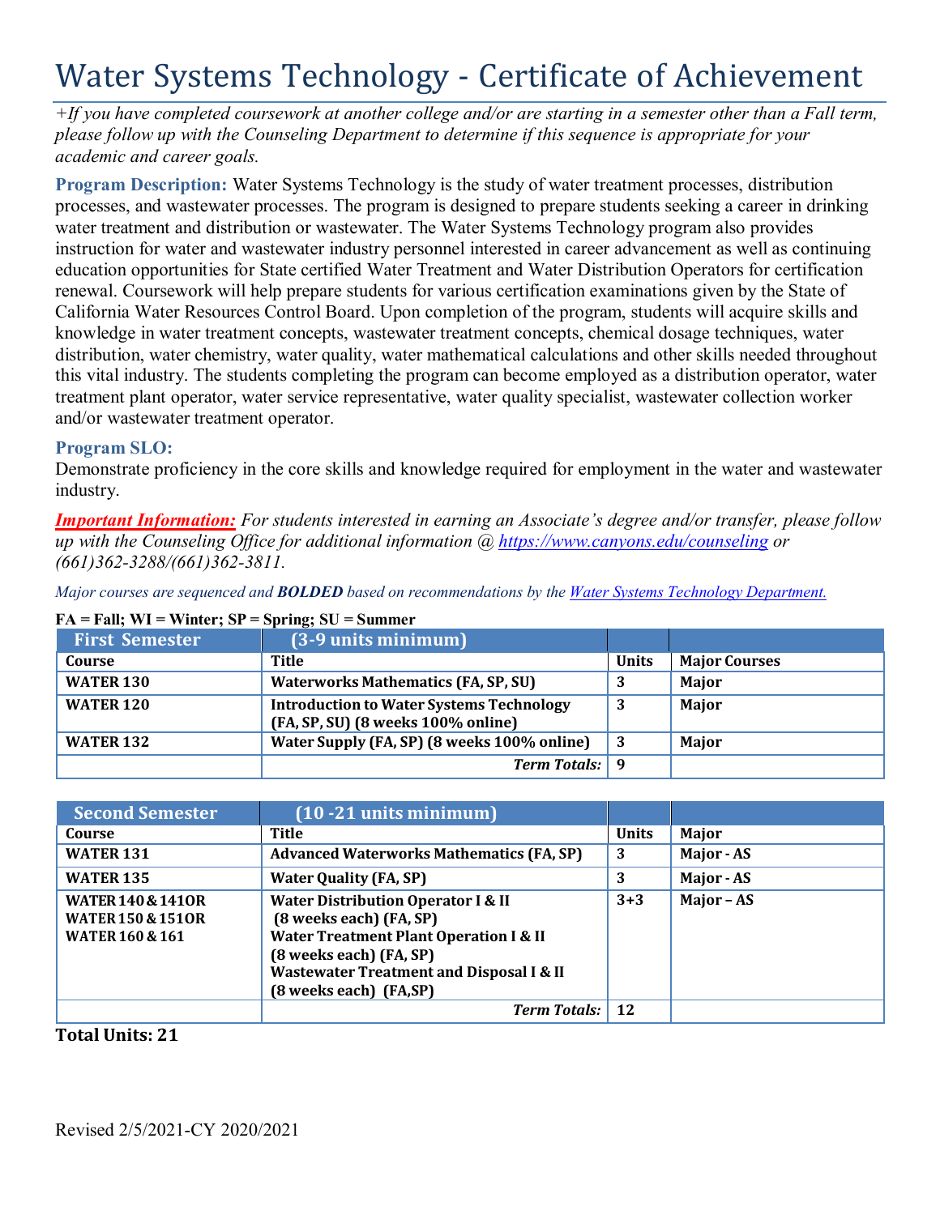# Water Systems Technology - Certificate of Achievement

*+If you have completed coursework at another college and/or are starting in a semester other than a Fall term, please follow up with the Counseling Department to determine if this sequence is appropriate for your academic and career goals.*

**Program Description:** Water Systems Technology is the study of water treatment processes, distribution processes, and wastewater processes. The program is designed to prepare students seeking a career in drinking water treatment and distribution or wastewater. The Water Systems Technology program also provides instruction for water and wastewater industry personnel interested in career advancement as well as continuing education opportunities for State certified Water Treatment and Water Distribution Operators for certification renewal. Coursework will help prepare students for various certification examinations given by the State of California Water Resources Control Board. Upon completion of the program, students will acquire skills and knowledge in water treatment concepts, wastewater treatment concepts, chemical dosage techniques, water distribution, water chemistry, water quality, water mathematical calculations and other skills needed throughout this vital industry. The students completing the program can become employed as a distribution operator, water treatment plant operator, water service representative, water quality specialist, wastewater collection worker and/or wastewater treatment operator.

**Program SLO:**
Demonstrate proficiency in the core skills and knowledge required for employment in the water and wastewater industry.

***Important Information:*** *For students interested in earning an Associate's degree and/or transfer, please follow up with the Counseling Office for additional information @ https://www.canyons.edu/counseling or (661)362-3288/(661)362-3811.*

*Major courses are sequenced and **BOLDED** based on recommendations by the Water Systems Technology Department.*

**FA = Fall; WI = Winter; SP = Spring; SU = Summer**

| First Semester | (3-9 units minimum) | | |
|---|---|---|---|
| **Course** | **Title** | **Units** | **Major Courses** |
| **WATER 130** | **Waterworks Mathematics (FA, SP, SU)** | **3** | **Major** |
| **WATER 120** | **Introduction to Water Systems Technology (FA, SP, SU) (8 weeks 100% online)** | **3** | **Major** |
| **WATER 132** | **Water Supply (FA, SP) (8 weeks 100% online)** | **3** | **Major** |
| | ***Term Totals:*** | **9** | |

| Second Semester | (10 -21 units minimum) | | |
|---|---|---|---|
| **Course** | **Title** | **Units** | **Major** |
| **WATER 131** | **Advanced Waterworks Mathematics (FA, SP)** | **3** | **Major - AS** |
| **WATER 135** | **Water Quality (FA, SP)** | **3** | **Major - AS** |
| **WATER 140 & 141OR WATER 150 & 151OR WATER 160 & 161** | **Water Distribution Operator I & II (8 weeks each) (FA, SP) Water Treatment Plant Operation I & II (8 weeks each) (FA, SP) Wastewater Treatment and Disposal I & II (8 weeks each) (FA,SP)** | **3+3** | **Major – AS** |
| | ***Term Totals:*** | **12** | |

**Total Units: 21**

Revised 2/5/2021-CY 2020/2021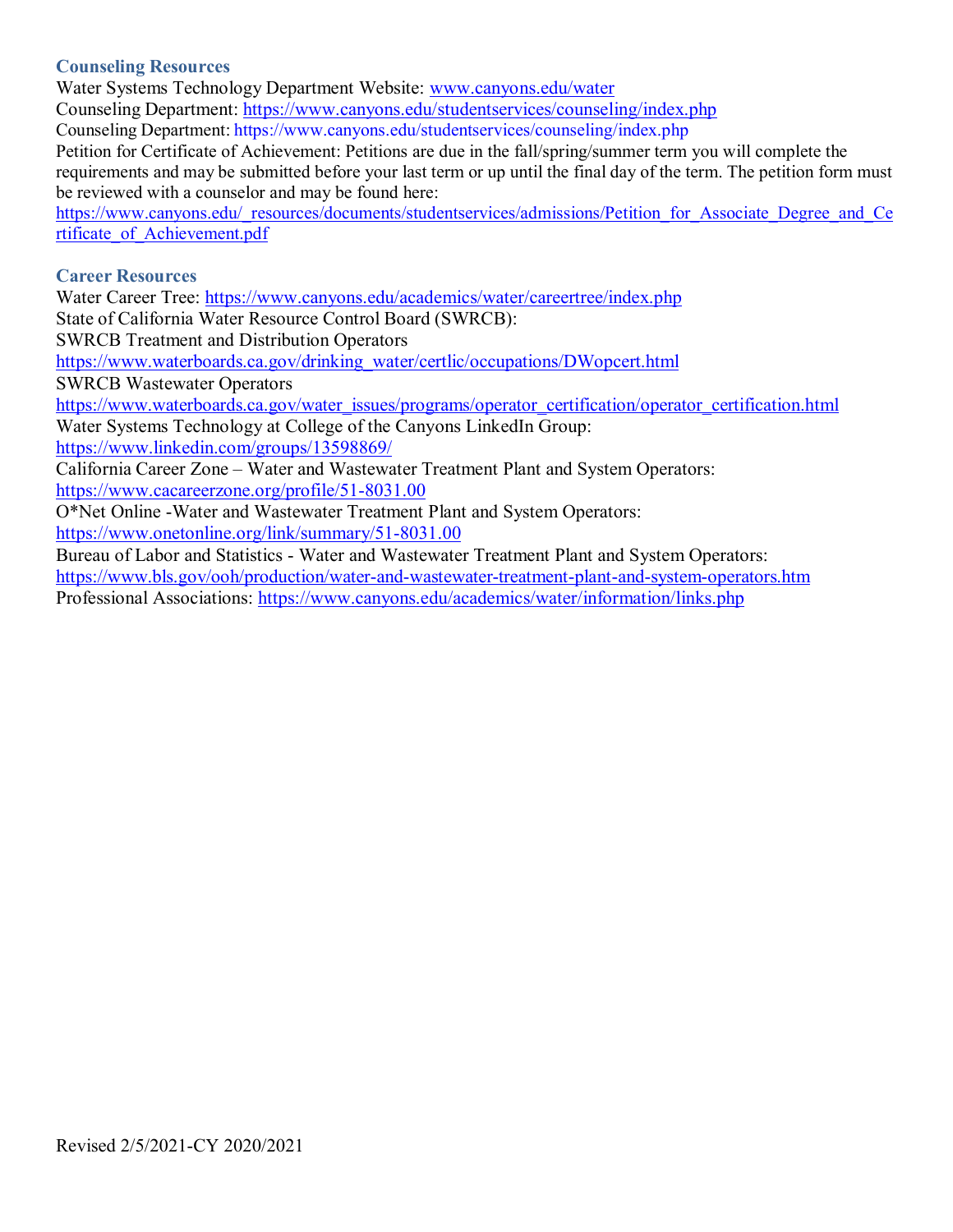### Counseling Resources

Water Systems Technology Department Website: www.canyons.edu/water
Counseling Department: https://www.canyons.edu/studentservices/counseling/index.php
Counseling Department: https://www.canyons.edu/studentservices/counseling/index.php
Petition for Certificate of Achievement: Petitions are due in the fall/spring/summer term you will complete the requirements and may be submitted before your last term or up until the final day of the term. The petition form must be reviewed with a counselor and may be found here:
https://www.canyons.edu/_resources/documents/studentservices/admissions/Petition_for_Associate_Degree_and_Certificate_of_Achievement.pdf

### Career Resources

Water Career Tree: https://www.canyons.edu/academics/water/careertree/index.php
State of California Water Resource Control Board (SWRCB):
SWRCB Treatment and Distribution Operators
https://www.waterboards.ca.gov/drinking_water/certlic/occupations/DWopcert.html
SWRCB Wastewater Operators
https://www.waterboards.ca.gov/water_issues/programs/operator_certification/operator_certification.html
Water Systems Technology at College of the Canyons LinkedIn Group:
https://www.linkedin.com/groups/13598869/
California Career Zone – Water and Wastewater Treatment Plant and System Operators:
https://www.cacareerzone.org/profile/51-8031.00
O*Net Online -Water and Wastewater Treatment Plant and System Operators:
https://www.onetonline.org/link/summary/51-8031.00
Bureau of Labor and Statistics - Water and Wastewater Treatment Plant and System Operators:
https://www.bls.gov/ooh/production/water-and-wastewater-treatment-plant-and-system-operators.htm
Professional Associations: https://www.canyons.edu/academics/water/information/links.php

Revised 2/5/2021-CY 2020/2021